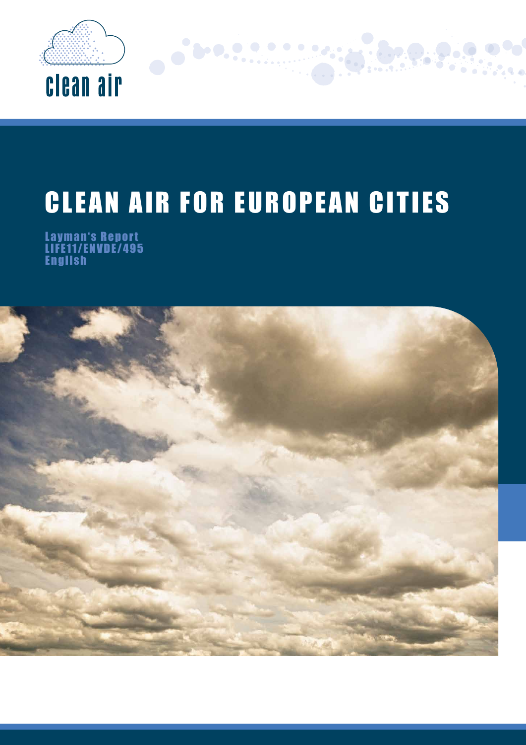clean air

# CLEAN AIR FOR EUROPEAN CITIES

Layman's Report
LIFE11/ENVDE/495
English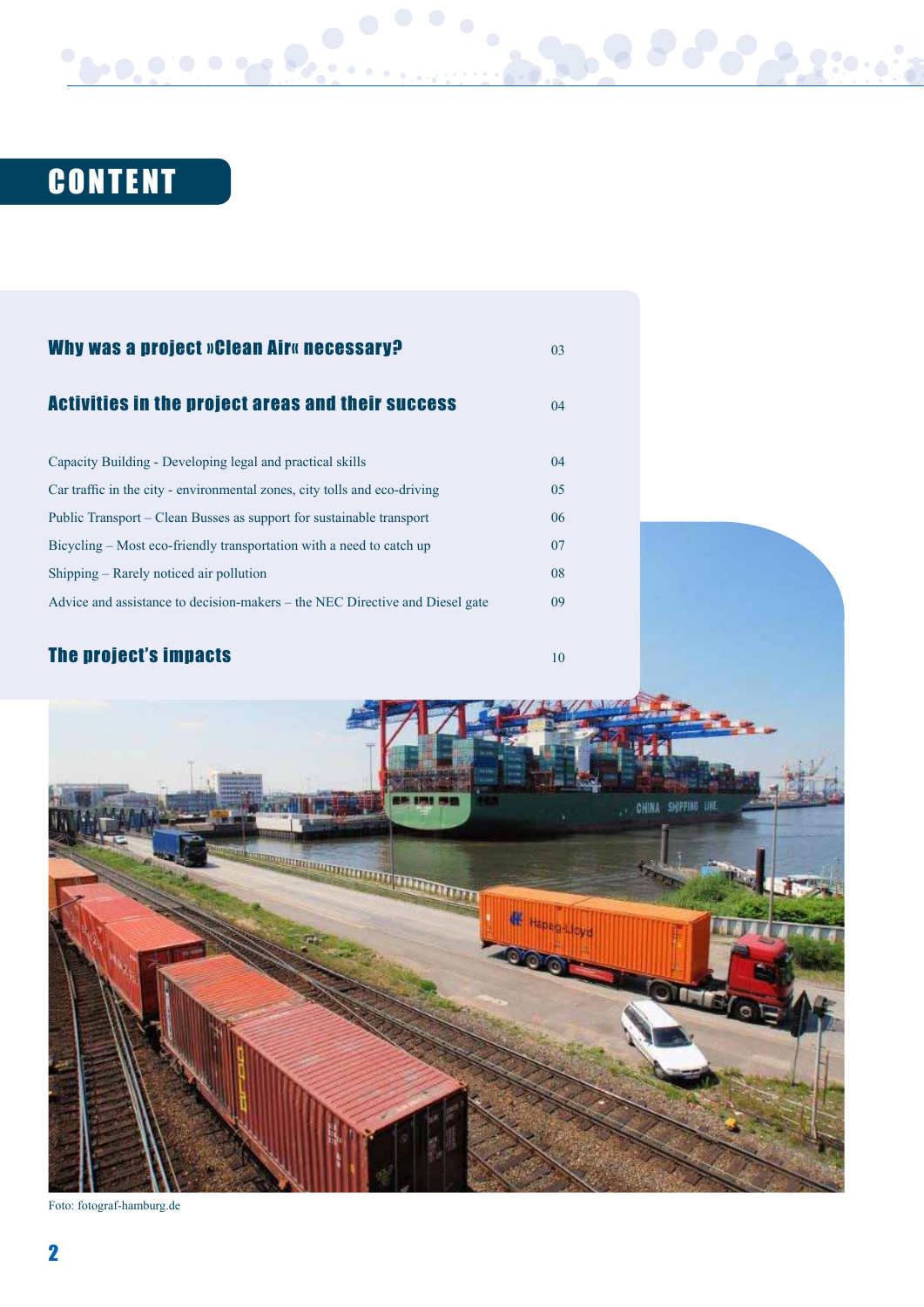# CONTENT

| | |
|---|---|
| **Why was a project »Clean Air« necessary?** | 03 |
| **Activities in the project areas and their success** | 04 |
| Capacity Building - Developing legal and practical skills | 04 |
| Car traffic in the city - environmental zones, city tolls and eco-driving | 05 |
| Public Transport – Clean Busses as support for sustainable transport | 06 |
| Bicycling – Most eco-friendly transportation with a need to catch up | 07 |
| Shipping – Rarely noticed air pollution | 08 |
| Advice and assistance to decision-makers – the NEC Directive and Diesel gate | 09 |
| **The project's impacts** | 10 |

Foto: fotograf-hamburg.de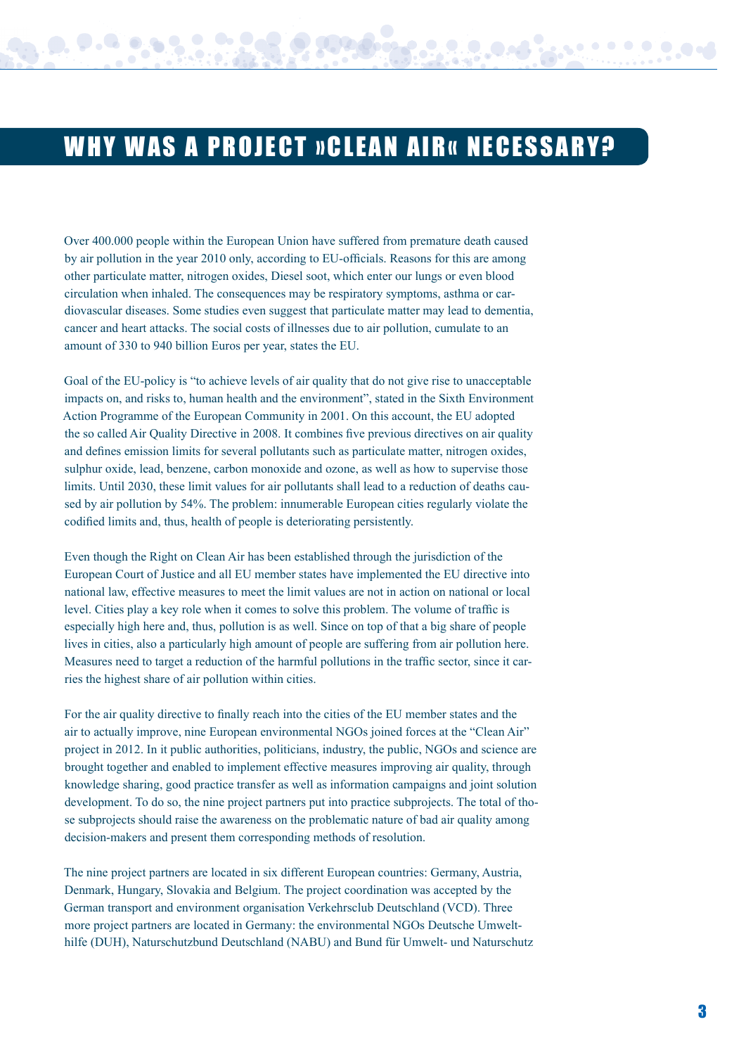# WHY WAS A PROJECT »CLEAN AIR« NECESSARY?

Over 400.000 people within the European Union have suffered from premature death caused by air pollution in the year 2010 only, according to EU-officials. Reasons for this are among other particulate matter, nitrogen oxides, Diesel soot, which enter our lungs or even blood circulation when inhaled. The consequences may be respiratory symptoms, asthma or cardiovascular diseases. Some studies even suggest that particulate matter may lead to dementia, cancer and heart attacks. The social costs of illnesses due to air pollution, cumulate to an amount of 330 to 940 billion Euros per year, states the EU.

Goal of the EU-policy is "to achieve levels of air quality that do not give rise to unacceptable impacts on, and risks to, human health and the environment", stated in the Sixth Environment Action Programme of the European Community in 2001. On this account, the EU adopted the so called Air Quality Directive in 2008. It combines five previous directives on air quality and defines emission limits for several pollutants such as particulate matter, nitrogen oxides, sulphur oxide, lead, benzene, carbon monoxide and ozone, as well as how to supervise those limits. Until 2030, these limit values for air pollutants shall lead to a reduction of deaths caused by air pollution by 54%. The problem: innumerable European cities regularly violate the codified limits and, thus, health of people is deteriorating persistently.

Even though the Right on Clean Air has been established through the jurisdiction of the European Court of Justice and all EU member states have implemented the EU directive into national law, effective measures to meet the limit values are not in action on national or local level. Cities play a key role when it comes to solve this problem. The volume of traffic is especially high here and, thus, pollution is as well. Since on top of that a big share of people lives in cities, also a particularly high amount of people are suffering from air pollution here. Measures need to target a reduction of the harmful pollutions in the traffic sector, since it carries the highest share of air pollution within cities.

For the air quality directive to finally reach into the cities of the EU member states and the air to actually improve, nine European environmental NGOs joined forces at the "Clean Air" project in 2012. In it public authorities, politicians, industry, the public, NGOs and science are brought together and enabled to implement effective measures improving air quality, through knowledge sharing, good practice transfer as well as information campaigns and joint solution development. To do so, the nine project partners put into practice subprojects. The total of those subprojects should raise the awareness on the problematic nature of bad air quality among decision-makers and present them corresponding methods of resolution.

The nine project partners are located in six different European countries: Germany, Austria, Denmark, Hungary, Slovakia and Belgium. The project coordination was accepted by the German transport and environment organisation Verkehrsclub Deutschland (VCD). Three more project partners are located in Germany: the environmental NGOs Deutsche Umwelthilfe (DUH), Naturschutzbund Deutschland (NABU) and Bund für Umwelt- und Naturschutz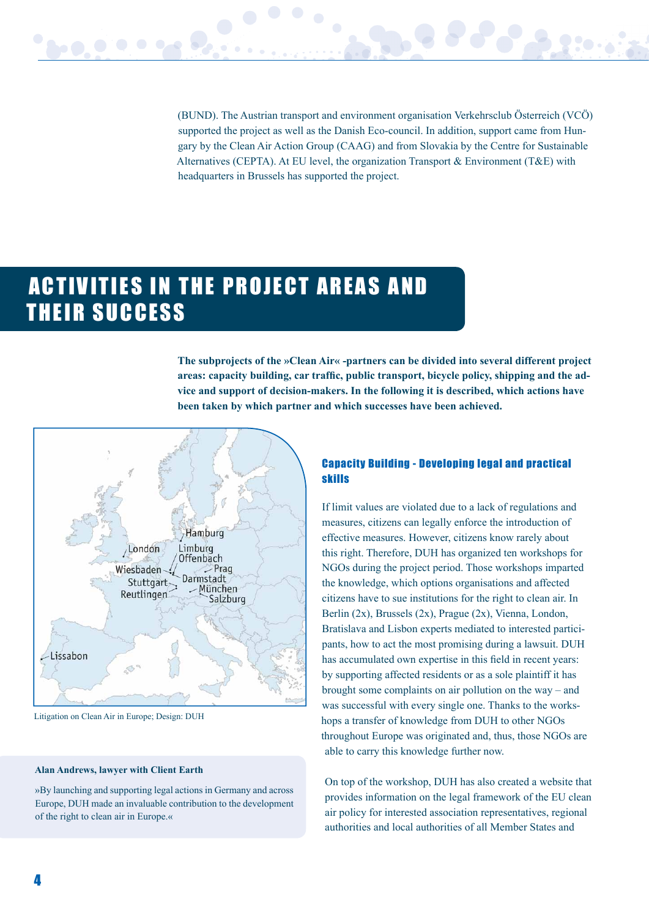(BUND). The Austrian transport and environment organisation Verkehrsclub Österreich (VCÖ) supported the project as well as the Danish Eco-council. In addition, support came from Hungary by the Clean Air Action Group (CAAG) and from Slovakia by the Centre for Sustainable Alternatives (CEPTA). At EU level, the organization Transport & Environment (T&E) with headquarters in Brussels has supported the project.

# ACTIVITIES IN THE PROJECT AREAS AND THEIR SUCCESS

**The subprojects of the »Clean Air« -partners can be divided into several different project areas: capacity building, car traffic, public transport, bicycle policy, shipping and the advice and support of decision-makers. In the following it is described, which actions have been taken by which partner and which successes have been achieved.**

Litigation on Clean Air in Europe; Design: DUH

> **Alan Andrews, lawyer with Client Earth**
>
> »By launching and supporting legal actions in Germany and across Europe, DUH made an invaluable contribution to the development of the right to clean air in Europe.«

## Capacity Building - Developing legal and practical skills

If limit values are violated due to a lack of regulations and measures, citizens can legally enforce the introduction of effective measures. However, citizens know rarely about this right. Therefore, DUH has organized ten workshops for NGOs during the project period. Those workshops imparted the knowledge, which options organisations and affected citizens have to sue institutions for the right to clean air. In Berlin (2x), Brussels (2x), Prague (2x), Vienna, London, Bratislava and Lisbon experts mediated to interested participants, how to act the most promising during a lawsuit. DUH has accumulated own expertise in this field in recent years: by supporting affected residents or as a sole plaintiff it has brought some complaints on air pollution on the way – and was successful with every single one. Thanks to the workshops a transfer of knowledge from DUH to other NGOs throughout Europe was originated and, thus, those NGOs are able to carry this knowledge further now.

On top of the workshop, DUH has also created a website that provides information on the legal framework of the EU clean air policy for interested association representatives, regional authorities and local authorities of all Member States and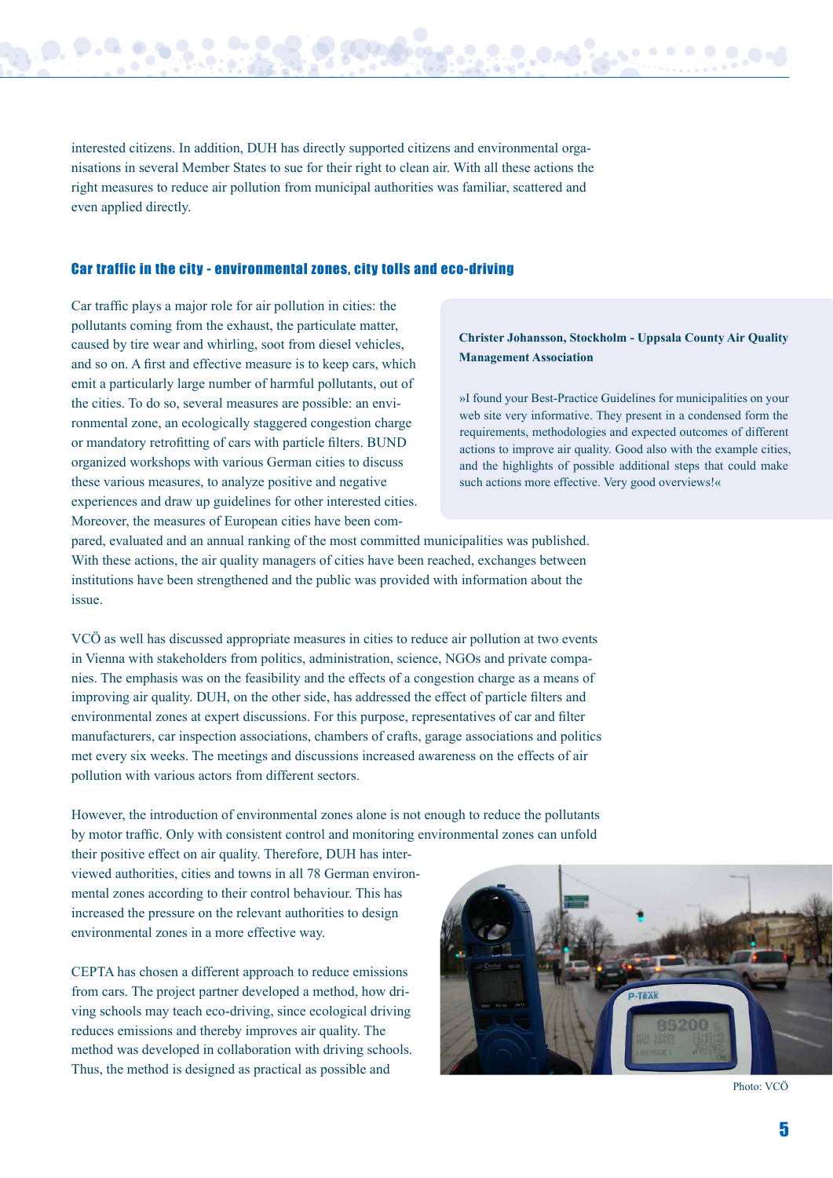interested citizens. In addition, DUH has directly supported citizens and environmental organisations in several Member States to sue for their right to clean air. With all these actions the right measures to reduce air pollution from municipal authorities was familiar, scattered and even applied directly.

### Car traffic in the city - environmental zones, city tolls and eco-driving

Car traffic plays a major role for air pollution in cities: the pollutants coming from the exhaust, the particulate matter, caused by tire wear and whirling, soot from diesel vehicles, and so on. A first and effective measure is to keep cars, which emit a particularly large number of harmful pollutants, out of the cities. To do so, several measures are possible: an environmental zone, an ecologically staggered congestion charge or mandatory retrofitting of cars with particle filters. BUND organized workshops with various German cities to discuss these various measures, to analyze positive and negative experiences and draw up guidelines for other interested cities. Moreover, the measures of European cities have been compared, evaluated and an annual ranking of the most committed municipalities was published. With these actions, the air quality managers of cities have been reached, exchanges between institutions have been strengthened and the public was provided with information about the issue.

**Christer Johansson, Stockholm - Uppsala County Air Quality Management Association**

»I found your Best-Practice Guidelines for municipalities on your web site very informative. They present in a condensed form the requirements, methodologies and expected outcomes of different actions to improve air quality. Good also with the example cities, and the highlights of possible additional steps that could make such actions more effective. Very good overviews!«

VCÖ as well has discussed appropriate measures in cities to reduce air pollution at two events in Vienna with stakeholders from politics, administration, science, NGOs and private companies. The emphasis was on the feasibility and the effects of a congestion charge as a means of improving air quality. DUH, on the other side, has addressed the effect of particle filters and environmental zones at expert discussions. For this purpose, representatives of car and filter manufacturers, car inspection associations, chambers of crafts, garage associations and politics met every six weeks. The meetings and discussions increased awareness on the effects of air pollution with various actors from different sectors.

However, the introduction of environmental zones alone is not enough to reduce the pollutants by motor traffic. Only with consistent control and monitoring environmental zones can unfold their positive effect on air quality. Therefore, DUH has interviewed authorities, cities and towns in all 78 German environmental zones according to their control behaviour. This has increased the pressure on the relevant authorities to design environmental zones in a more effective way.

CEPTA has chosen a different approach to reduce emissions from cars. The project partner developed a method, how driving schools may teach eco-driving, since ecological driving reduces emissions and thereby improves air quality. The method was developed in collaboration with driving schools. Thus, the method is designed as practical as possible and

Photo: VCÖ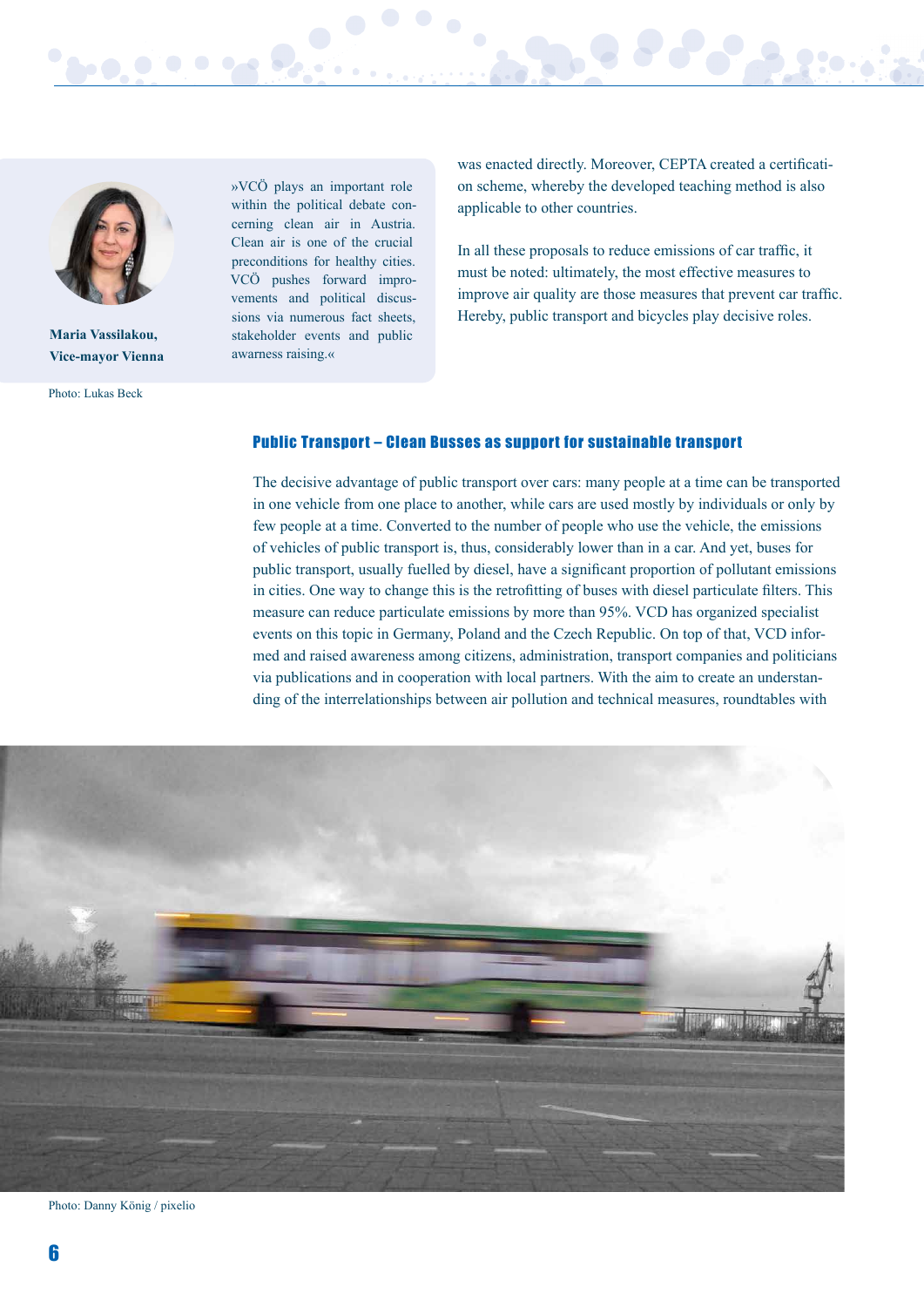»VCÖ plays an important role within the political debate concerning clean air in Austria. Clean air is one of the crucial preconditions for healthy cities. VCÖ pushes forward improvements and political discussions via numerous fact sheets, stakeholder events and public awarness raising.«

**Maria Vassilakou, Vice-mayor Vienna**

Photo: Lukas Beck

was enacted directly. Moreover, CEPTA created a certification scheme, whereby the developed teaching method is also applicable to other countries.

In all these proposals to reduce emissions of car traffic, it must be noted: ultimately, the most effective measures to improve air quality are those measures that prevent car traffic. Hereby, public transport and bicycles play decisive roles.

## Public Transport – Clean Busses as support for sustainable transport

The decisive advantage of public transport over cars: many people at a time can be transported in one vehicle from one place to another, while cars are used mostly by individuals or only by few people at a time. Converted to the number of people who use the vehicle, the emissions of vehicles of public transport is, thus, considerably lower than in a car. And yet, buses for public transport, usually fuelled by diesel, have a significant proportion of pollutant emissions in cities. One way to change this is the retrofitting of buses with diesel particulate filters. This measure can reduce particulate emissions by more than 95%. VCD has organized specialist events on this topic in Germany, Poland and the Czech Republic. On top of that, VCD informed and raised awareness among citizens, administration, transport companies and politicians via publications and in cooperation with local partners. With the aim to create an understanding of the interrelationships between air pollution and technical measures, roundtables with

Photo: Danny König / pixelio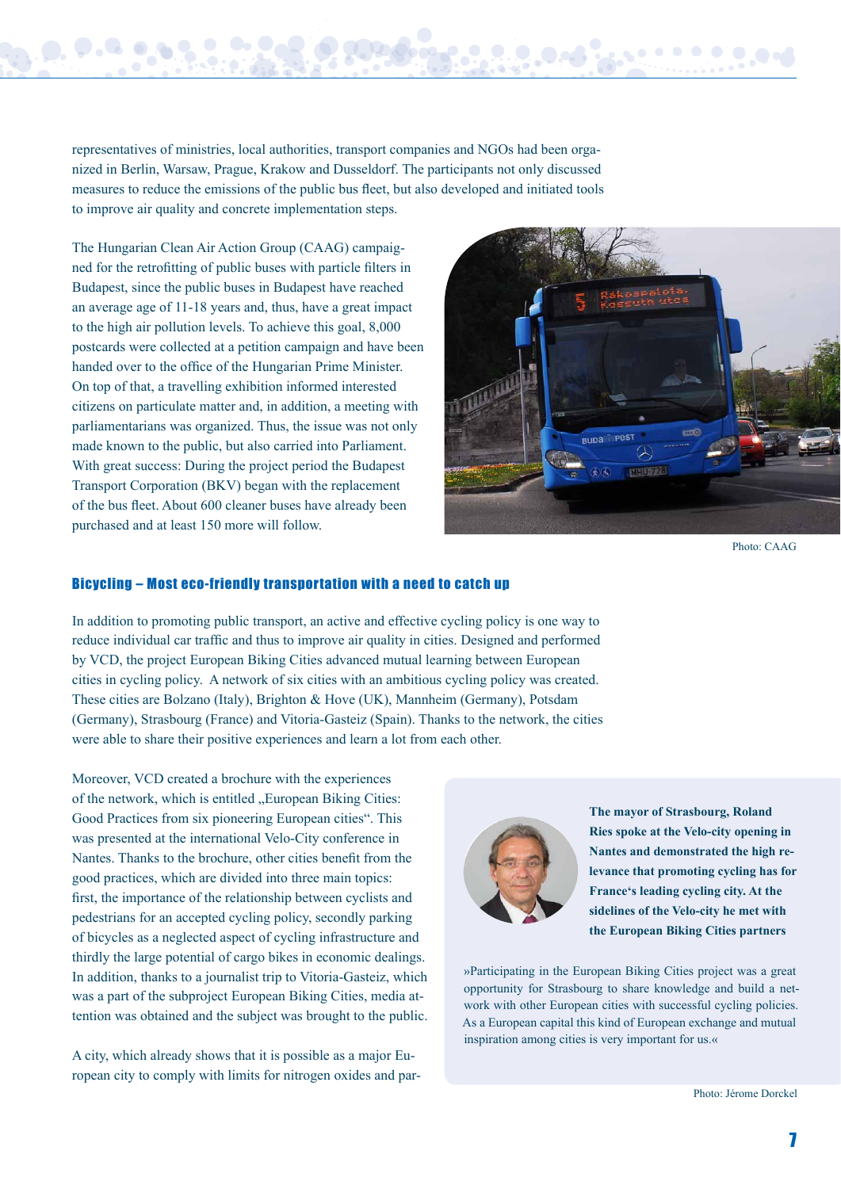representatives of ministries, local authorities, transport companies and NGOs had been organized in Berlin, Warsaw, Prague, Krakow and Dusseldorf. The participants not only discussed measures to reduce the emissions of the public bus fleet, but also developed and initiated tools to improve air quality and concrete implementation steps.

The Hungarian Clean Air Action Group (CAAG) campaigned for the retrofitting of public buses with particle filters in Budapest, since the public buses in Budapest have reached an average age of 11-18 years and, thus, have a great impact to the high air pollution levels. To achieve this goal, 8,000 postcards were collected at a petition campaign and have been handed over to the office of the Hungarian Prime Minister. On top of that, a travelling exhibition informed interested citizens on particulate matter and, in addition, a meeting with parliamentarians was organized. Thus, the issue was not only made known to the public, but also carried into Parliament. With great success: During the project period the Budapest Transport Corporation (BKV) began with the replacement of the bus fleet. About 600 cleaner buses have already been purchased and at least 150 more will follow.

Photo: CAAG

## Bicycling – Most eco-friendly transportation with a need to catch up

In addition to promoting public transport, an active and effective cycling policy is one way to reduce individual car traffic and thus to improve air quality in cities. Designed and performed by VCD, the project European Biking Cities advanced mutual learning between European cities in cycling policy. A network of six cities with an ambitious cycling policy was created. These cities are Bolzano (Italy), Brighton & Hove (UK), Mannheim (Germany), Potsdam (Germany), Strasbourg (France) and Vitoria-Gasteiz (Spain). Thanks to the network, the cities were able to share their positive experiences and learn a lot from each other.

Moreover, VCD created a brochure with the experiences of the network, which is entitled „European Biking Cities: Good Practices from six pioneering European cities". This was presented at the international Velo-City conference in Nantes. Thanks to the brochure, other cities benefit from the good practices, which are divided into three main topics: first, the importance of the relationship between cyclists and pedestrians for an accepted cycling policy, secondly parking of bicycles as a neglected aspect of cycling infrastructure and thirdly the large potential of cargo bikes in economic dealings. In addition, thanks to a journalist trip to Vitoria-Gasteiz, which was a part of the subproject European Biking Cities, media attention was obtained and the subject was brought to the public.

A city, which already shows that it is possible as a major European city to comply with limits for nitrogen oxides and par-

**The mayor of Strasbourg, Roland Ries spoke at the Velo-city opening in Nantes and demonstrated the high relevance that promoting cycling has for France's leading cycling city. At the sidelines of the Velo-city he met with the European Biking Cities partners**

»Participating in the European Biking Cities project was a great opportunity for Strasbourg to share knowledge and build a network with other European cities with successful cycling policies. As a European capital this kind of European exchange and mutual inspiration among cities is very important for us.«

Photo: Jérome Dorckel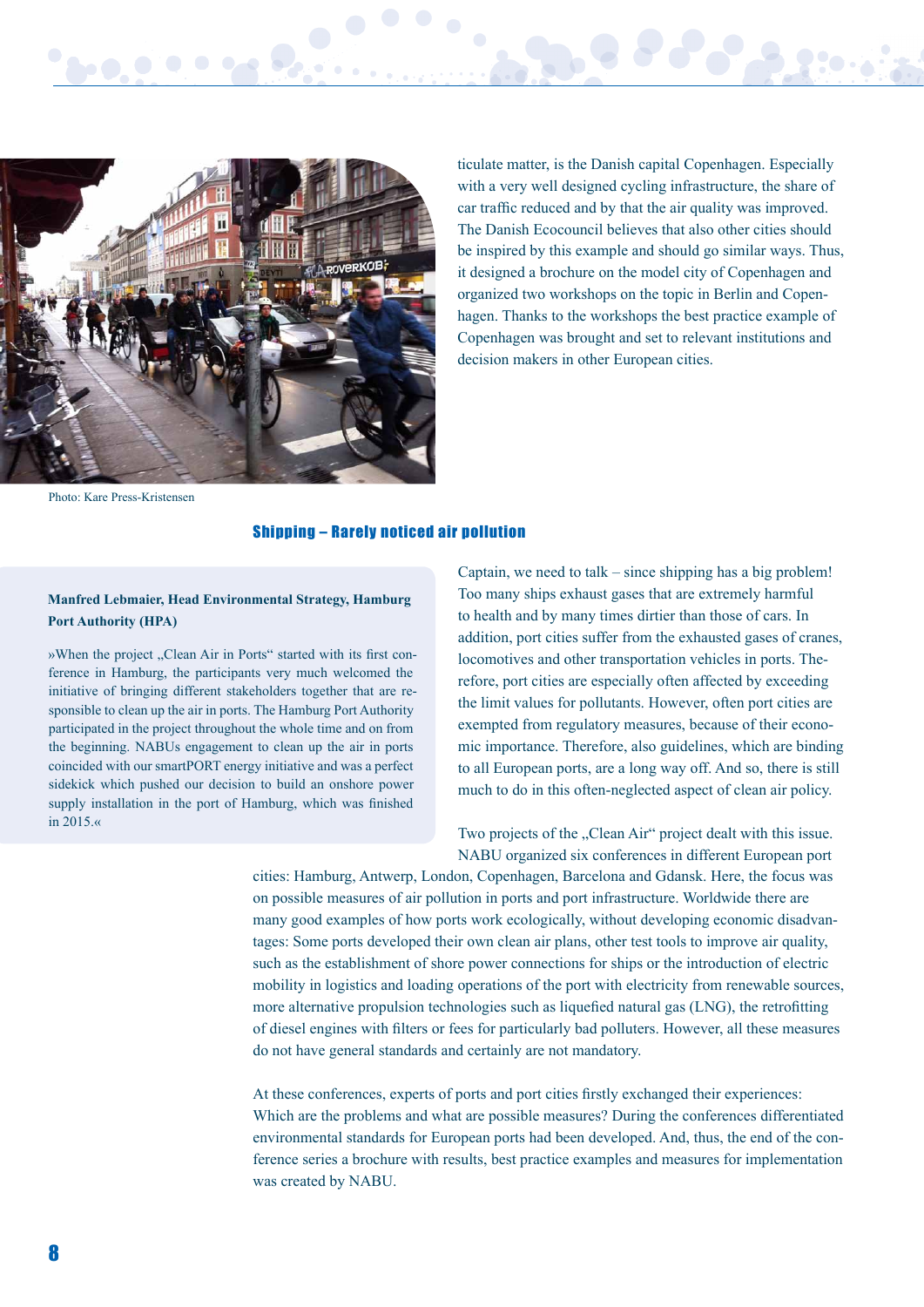ticulate matter, is the Danish capital Copenhagen. Especially with a very well designed cycling infrastructure, the share of car traffic reduced and by that the air quality was improved. The Danish Ecocouncil believes that also other cities should be inspired by this example and should go similar ways. Thus, it designed a brochure on the model city of Copenhagen and organized two workshops on the topic in Berlin and Copenhagen. Thanks to the workshops the best practice example of Copenhagen was brought and set to relevant institutions and decision makers in other European cities.

Photo: Kare Press-Kristensen

## Shipping – Rarely noticed air pollution

**Manfred Lebmaier, Head Environmental Strategy, Hamburg Port Authority (HPA)**

»When the project „Clean Air in Ports" started with its first conference in Hamburg, the participants very much welcomed the initiative of bringing different stakeholders together that are responsible to clean up the air in ports. The Hamburg Port Authority participated in the project throughout the whole time and on from the beginning. NABUs engagement to clean up the air in ports coincided with our smartPORT energy initiative and was a perfect sidekick which pushed our decision to build an onshore power supply installation in the port of Hamburg, which was finished in 2015.«

Captain, we need to talk – since shipping has a big problem! Too many ships exhaust gases that are extremely harmful to health and by many times dirtier than those of cars. In addition, port cities suffer from the exhausted gases of cranes, locomotives and other transportation vehicles in ports. Therefore, port cities are especially often affected by exceeding the limit values for pollutants. However, often port cities are exempted from regulatory measures, because of their economic importance. Therefore, also guidelines, which are binding to all European ports, are a long way off. And so, there is still much to do in this often-neglected aspect of clean air policy.

Two projects of the „Clean Air" project dealt with this issue. NABU organized six conferences in different European port cities: Hamburg, Antwerp, London, Copenhagen, Barcelona and Gdansk. Here, the focus was on possible measures of air pollution in ports and port infrastructure. Worldwide there are many good examples of how ports work ecologically, without developing economic disadvantages: Some ports developed their own clean air plans, other test tools to improve air quality, such as the establishment of shore power connections for ships or the introduction of electric mobility in logistics and loading operations of the port with electricity from renewable sources, more alternative propulsion technologies such as liquefied natural gas (LNG), the retrofitting of diesel engines with filters or fees for particularly bad polluters. However, all these measures do not have general standards and certainly are not mandatory.

At these conferences, experts of ports and port cities firstly exchanged their experiences: Which are the problems and what are possible measures? During the conferences differentiated environmental standards for European ports had been developed. And, thus, the end of the conference series a brochure with results, best practice examples and measures for implementation was created by NABU.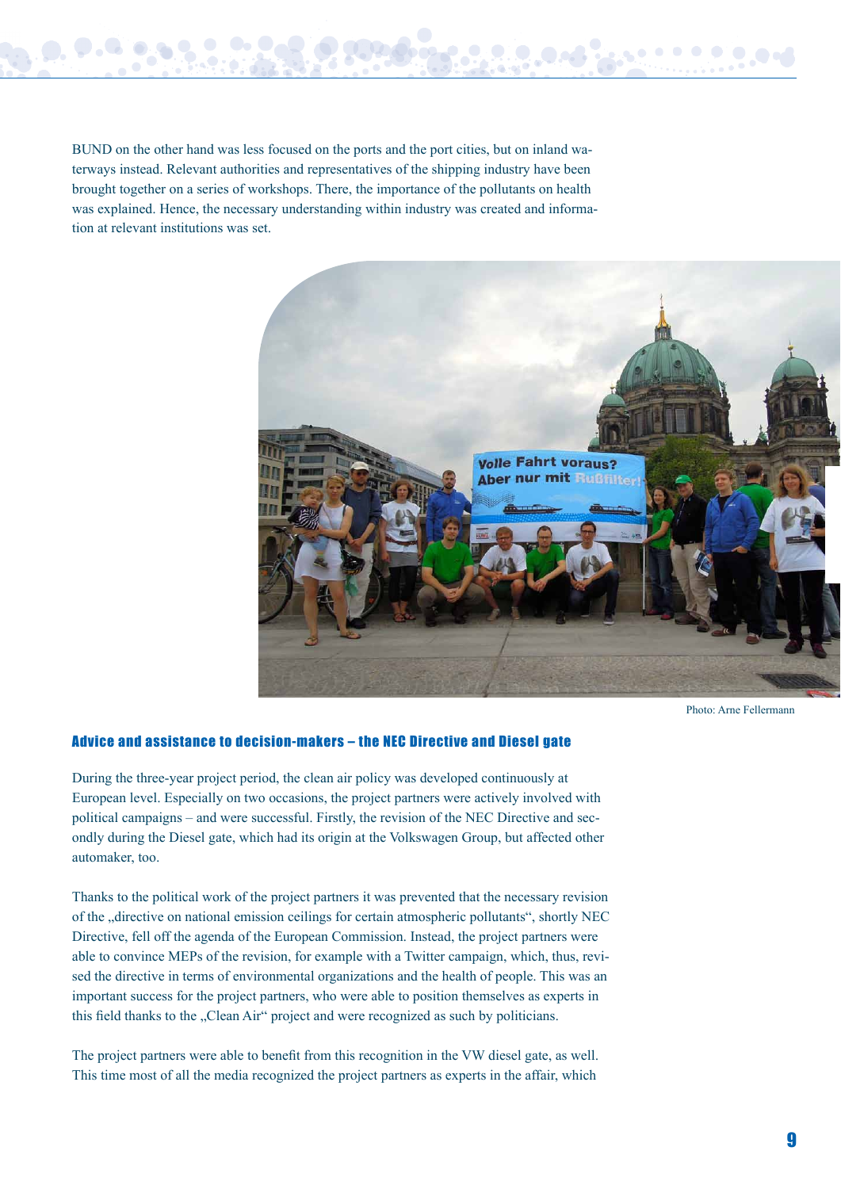BUND on the other hand was less focused on the ports and the port cities, but on inland waterways instead. Relevant authorities and representatives of the shipping industry have been brought together on a series of workshops. There, the importance of the pollutants on health was explained. Hence, the necessary understanding within industry was created and information at relevant institutions was set.

Photo: Arne Fellermann

### Advice and assistance to decision-makers – the NEC Directive and Diesel gate

During the three-year project period, the clean air policy was developed continuously at European level. Especially on two occasions, the project partners were actively involved with political campaigns – and were successful. Firstly, the revision of the NEC Directive and secondly during the Diesel gate, which had its origin at the Volkswagen Group, but affected other automaker, too.

Thanks to the political work of the project partners it was prevented that the necessary revision of the „directive on national emission ceilings for certain atmospheric pollutants", shortly NEC Directive, fell off the agenda of the European Commission. Instead, the project partners were able to convince MEPs of the revision, for example with a Twitter campaign, which, thus, revised the directive in terms of environmental organizations and the health of people. This was an important success for the project partners, who were able to position themselves as experts in this field thanks to the „Clean Air" project and were recognized as such by politicians.

The project partners were able to benefit from this recognition in the VW diesel gate, as well. This time most of all the media recognized the project partners as experts in the affair, which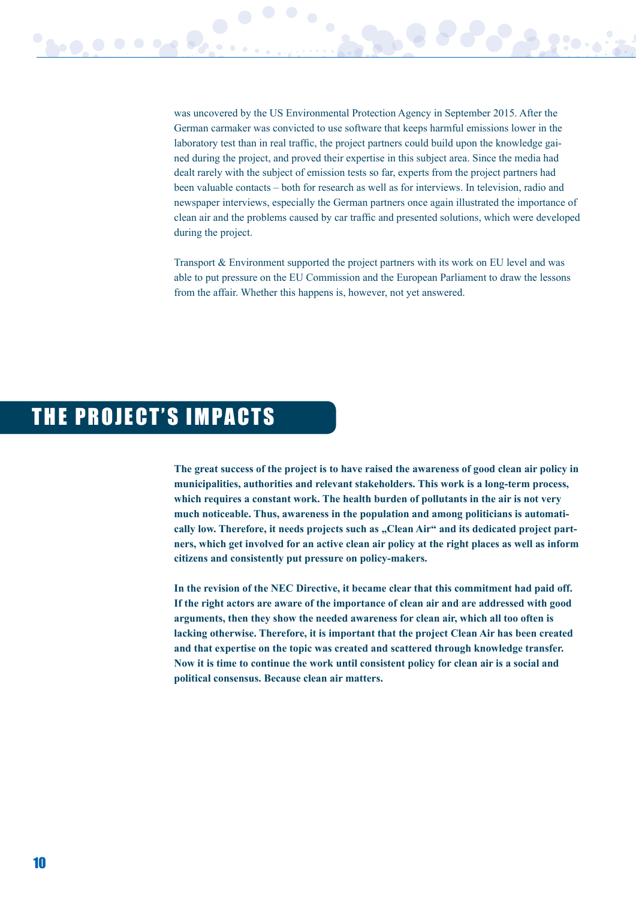was uncovered by the US Environmental Protection Agency in September 2015. After the German carmaker was convicted to use software that keeps harmful emissions lower in the laboratory test than in real traffic, the project partners could build upon the knowledge gained during the project, and proved their expertise in this subject area. Since the media had dealt rarely with the subject of emission tests so far, experts from the project partners had been valuable contacts – both for research as well as for interviews. In television, radio and newspaper interviews, especially the German partners once again illustrated the importance of clean air and the problems caused by car traffic and presented solutions, which were developed during the project.

Transport & Environment supported the project partners with its work on EU level and was able to put pressure on the EU Commission and the European Parliament to draw the lessons from the affair. Whether this happens is, however, not yet answered.

## THE PROJECT'S IMPACTS

**The great success of the project is to have raised the awareness of good clean air policy in municipalities, authorities and relevant stakeholders. This work is a long-term process, which requires a constant work. The health burden of pollutants in the air is not very much noticeable. Thus, awareness in the population and among politicians is automatically low. Therefore, it needs projects such as „Clean Air“ and its dedicated project partners, which get involved for an active clean air policy at the right places as well as inform citizens and consistently put pressure on policy-makers.**

**In the revision of the NEC Directive, it became clear that this commitment had paid off. If the right actors are aware of the importance of clean air and are addressed with good arguments, then they show the needed awareness for clean air, which all too often is lacking otherwise. Therefore, it is important that the project Clean Air has been created and that expertise on the topic was created and scattered through knowledge transfer. Now it is time to continue the work until consistent policy for clean air is a social and political consensus. Because clean air matters.**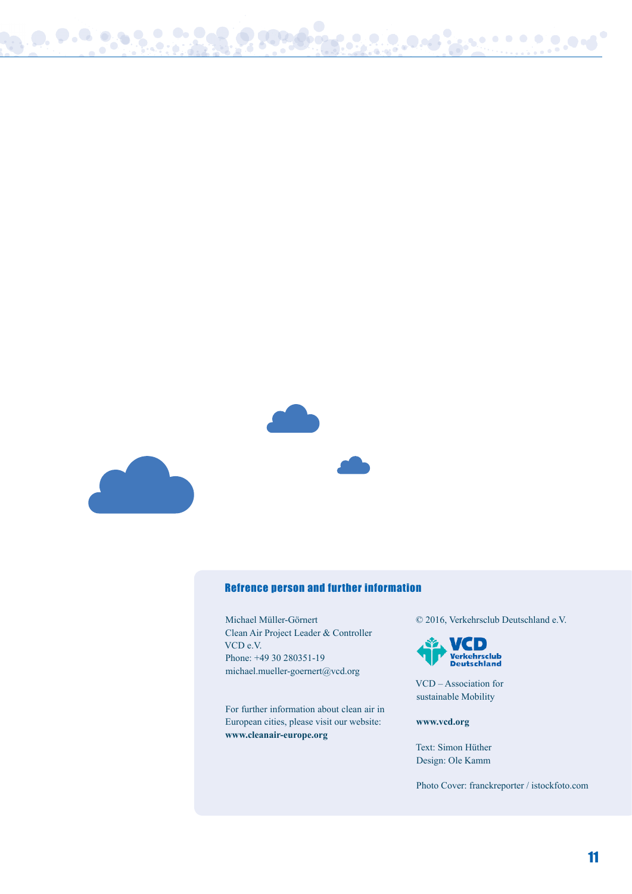## Refrence person and further information

Michael Müller-Görnert
Clean Air Project Leader & Controller
VCD e.V.
Phone: +49 30 280351-19
michael.mueller-goernert@vcd.org

For further information about clean air in European cities, please visit our website:
**www.cleanair-europe.org**

© 2016, Verkehrsclub Deutschland e.V.

VCD Verkehrsclub Deutschland

VCD – Association for sustainable Mobility

**www.vcd.org**

Text: Simon Hüther
Design: Ole Kamm

Photo Cover: franckreporter / istockfoto.com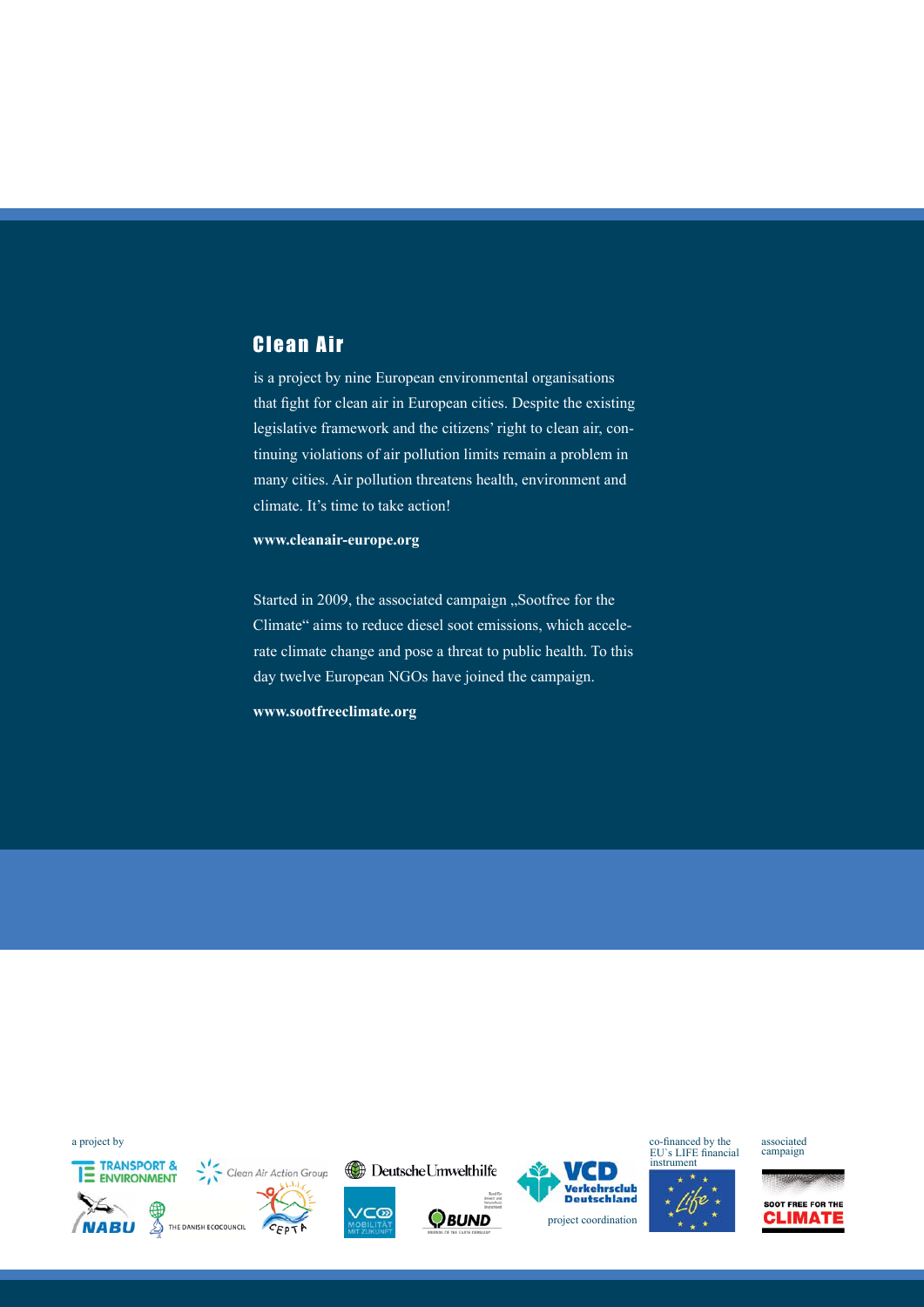## Clean Air

is a project by nine European environmental organisations that fight for clean air in European cities. Despite the existing legislative framework and the citizens' right to clean air, continuing violations of air pollution limits remain a problem in many cities. Air pollution threatens health, environment and climate. It's time to take action!

**www.cleanair-europe.org**

Started in 2009, the associated campaign „Sootfree for the Climate" aims to reduce diesel soot emissions, which accelerate climate change and pose a threat to public health. To this day twelve European NGOs have joined the campaign.

**www.sootfreeclimate.org**

a project by

TRANSPORT & ENVIRONMENT

Clean Air Action Group

Deutsche Umwelthilfe

VCD Verkehrsclub Deutschland

project coordination

NABU

THE DANISH ECOCOUNCIL

CEPTA

VCÖ MOBILITÄT MIT ZUKUNFT

BUND

co-financed by the EU's LIFE financial instrument

associated campaign

SOOT FREE FOR THE CLIMATE